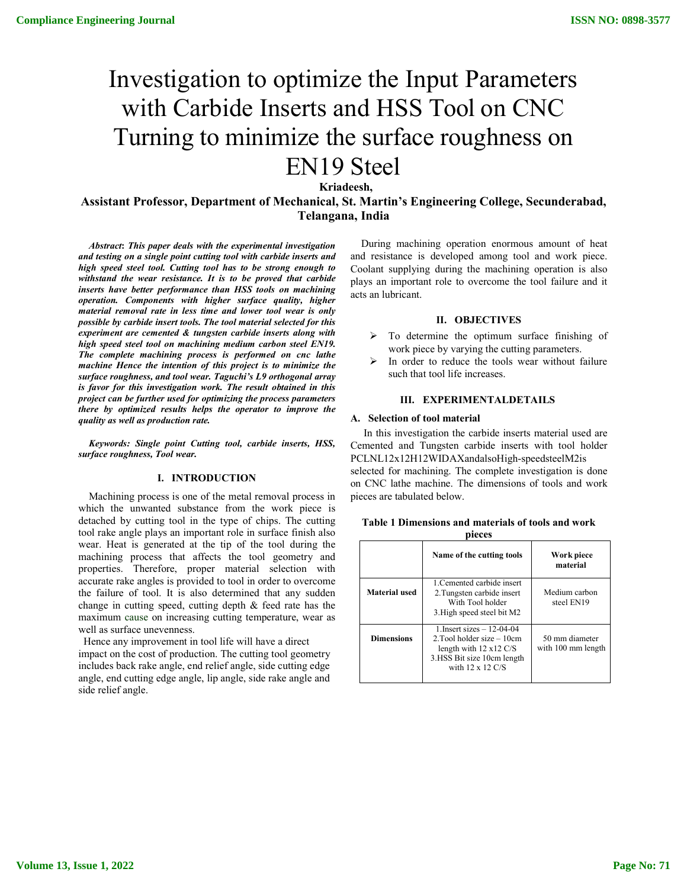# Investigation to optimize the Input Parameters with Carbide Inserts and HSS Tool on CNC Turning to minimize the surface roughness on EN19 Steel

**Kriadeesh,**

**Assistant Professor, Department of Mechanical, St. Martin's Engineering College, Secunderabad, Telangana, India**

***Abstract*: *This paper deals with the experimental investigation and testing on a single point cutting tool with carbide inserts and high speed steel tool. Cutting tool has to be strong enough to withstand the wear resistance. It is to be proved that carbide inserts have better performance than HSS tools on machining operation. Components with higher surface quality, higher material removal rate in less time and lower tool wear is only possible by carbide insert tools. The tool material selected for this experiment are cemented & tungsten carbide inserts along with high speed steel tool on machining medium carbon steel EN19. The complete machining process is performed on cnc lathe machine Hence the intention of this project is to minimize the surface roughness, and tool wear. Taguchi's L9 orthogonal array is favor for this investigation work. The result obtained in this project can be further used for optimizing the process parameters there by optimized results helps the operator to improve the quality as well as production rate.***

***Keywords: Single point Cutting tool, carbide inserts, HSS, surface roughness, Tool wear.***

## I. INTRODUCTION

Machining process is one of the metal removal process in which the unwanted substance from the work piece is detached by cutting tool in the type of chips. The cutting tool rake angle plays an important role in surface finish also wear. Heat is generated at the tip of the tool during the machining process that affects the tool geometry and properties. Therefore, proper material selection with accurate rake angles is provided to tool in order to overcome the failure of tool. It is also determined that any sudden change in cutting speed, cutting depth & feed rate has the maximum cause on increasing cutting temperature, wear as well as surface unevenness.

Hence any improvement in tool life will have a direct impact on the cost of production. The cutting tool geometry includes back rake angle, end relief angle, side cutting edge angle, end cutting edge angle, lip angle, side rake angle and side relief angle.

During machining operation enormous amount of heat and resistance is developed among tool and work piece. Coolant supplying during the machining operation is also plays an important role to overcome the tool failure and it acts an lubricant.

## II. OBJECTIVES

- To determine the optimum surface finishing of work piece by varying the cutting parameters.
- In order to reduce the tools wear without failure such that tool life increases.

## III. EXPERIMENTALDETAILS

### A. Selection of tool material

In this investigation the carbide inserts material used are Cemented and Tungsten carbide inserts with tool holder PCLNL12x12H12WIDAXandalsoHigh-speedsteelM2is selected for machining. The complete investigation is done on CNC lathe machine. The dimensions of tools and work pieces are tabulated below.

**Table 1 Dimensions and materials of tools and work pieces**

| | Name of the cutting tools | Work piece material |
|---|---|---|
| **Material used** | 1.Cemented carbide insert<br>2.Tungsten carbide insert With Tool holder<br>3.High speed steel bit M2 | Medium carbon steel EN19 |
| **Dimensions** | 1.Insert sizes – 12-04-04<br>2.Tool holder size – 10cm length with 12 x12 C/S<br>3.HSS Bit size 10cm length with 12 x 12 C/S | 50 mm diameter with 100 mm length |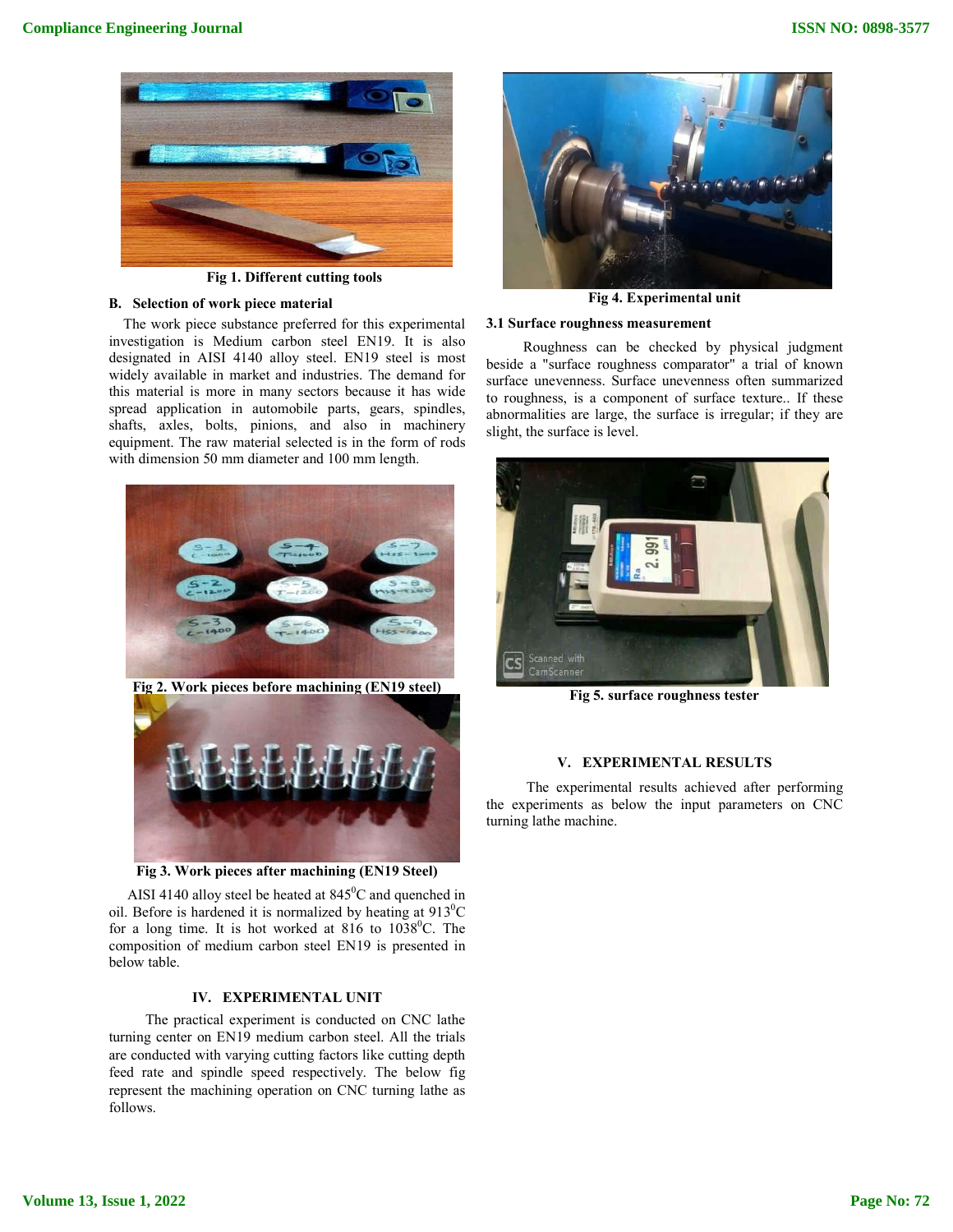Fig 1. Different cutting tools

### B. Selection of work piece material

The work piece substance preferred for this experimental investigation is Medium carbon steel EN19. It is also designated in AISI 4140 alloy steel. EN19 steel is most widely available in market and industries. The demand for this material is more in many sectors because it has wide spread application in automobile parts, gears, spindles, shafts, axles, bolts, pinions, and also in machinery equipment. The raw material selected is in the form of rods with dimension 50 mm diameter and 100 mm length.

Fig 2. Work pieces before machining (EN19 steel)

Fig 3. Work pieces after machining (EN19 Steel)

AISI 4140 alloy steel be heated at 845$^{0}$C and quenched in oil. Before is hardened it is normalized by heating at 913$^{0}$C for a long time. It is hot worked at 816 to 1038$^{0}$C. The composition of medium carbon steel EN19 is presented in below table.

## IV. EXPERIMENTAL UNIT

The practical experiment is conducted on CNC lathe turning center on EN19 medium carbon steel. All the trials are conducted with varying cutting factors like cutting depth feed rate and spindle speed respectively. The below fig represent the machining operation on CNC turning lathe as follows.

Fig 4. Experimental unit

### 3.1 Surface roughness measurement

Roughness can be checked by physical judgment beside a "surface roughness comparator" a trial of known surface unevenness. Surface unevenness often summarized to roughness, is a component of surface texture.. If these abnormalities are large, the surface is irregular; if they are slight, the surface is level.

Fig 5. surface roughness tester

## V. EXPERIMENTAL RESULTS

The experimental results achieved after performing the experiments as below the input parameters on CNC turning lathe machine.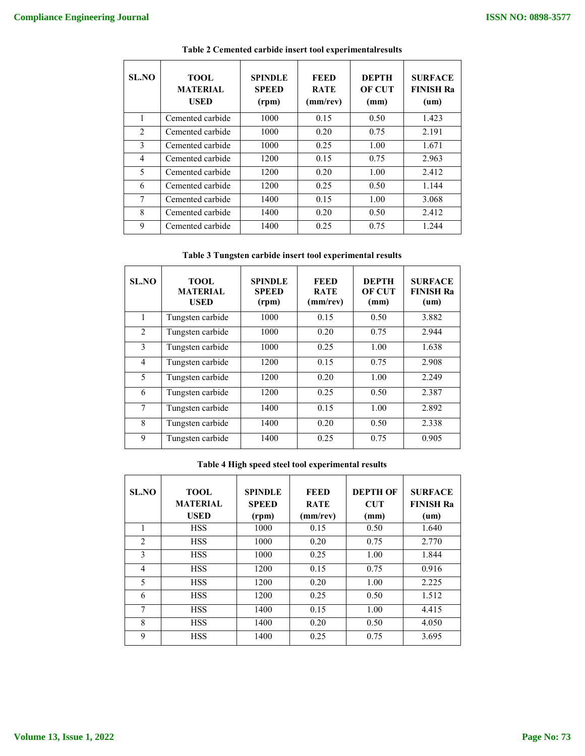**Table 2 Cemented carbide insert tool experimentalresults**

| SL.NO | TOOL MATERIAL USED | SPINDLE SPEED (rpm) | FEED RATE (mm/rev) | DEPTH OF CUT (mm) | SURFACE FINISH Ra (um) |
|---|---|---|---|---|---|
| 1 | Cemented carbide | 1000 | 0.15 | 0.50 | 1.423 |
| 2 | Cemented carbide | 1000 | 0.20 | 0.75 | 2.191 |
| 3 | Cemented carbide | 1000 | 0.25 | 1.00 | 1.671 |
| 4 | Cemented carbide | 1200 | 0.15 | 0.75 | 2.963 |
| 5 | Cemented carbide | 1200 | 0.20 | 1.00 | 2.412 |
| 6 | Cemented carbide | 1200 | 0.25 | 0.50 | 1.144 |
| 7 | Cemented carbide | 1400 | 0.15 | 1.00 | 3.068 |
| 8 | Cemented carbide | 1400 | 0.20 | 0.50 | 2.412 |
| 9 | Cemented carbide | 1400 | 0.25 | 0.75 | 1.244 |

**Table 3 Tungsten carbide insert tool experimental results**

| SL.NO | TOOL MATERIAL USED | SPINDLE SPEED (rpm) | FEED RATE (mm/rev) | DEPTH OF CUT (mm) | SURFACE FINISH Ra (um) |
|---|---|---|---|---|---|
| 1 | Tungsten carbide | 1000 | 0.15 | 0.50 | 3.882 |
| 2 | Tungsten carbide | 1000 | 0.20 | 0.75 | 2.944 |
| 3 | Tungsten carbide | 1000 | 0.25 | 1.00 | 1.638 |
| 4 | Tungsten carbide | 1200 | 0.15 | 0.75 | 2.908 |
| 5 | Tungsten carbide | 1200 | 0.20 | 1.00 | 2.249 |
| 6 | Tungsten carbide | 1200 | 0.25 | 0.50 | 2.387 |
| 7 | Tungsten carbide | 1400 | 0.15 | 1.00 | 2.892 |
| 8 | Tungsten carbide | 1400 | 0.20 | 0.50 | 2.338 |
| 9 | Tungsten carbide | 1400 | 0.25 | 0.75 | 0.905 |

**Table 4 High speed steel tool experimental results**

| SL.NO | TOOL MATERIAL USED | SPINDLE SPEED (rpm) | FEED RATE (mm/rev) | DEPTH OF CUT (mm) | SURFACE FINISH Ra (um) |
|---|---|---|---|---|---|
| 1 | HSS | 1000 | 0.15 | 0.50 | 1.640 |
| 2 | HSS | 1000 | 0.20 | 0.75 | 2.770 |
| 3 | HSS | 1000 | 0.25 | 1.00 | 1.844 |
| 4 | HSS | 1200 | 0.15 | 0.75 | 0.916 |
| 5 | HSS | 1200 | 0.20 | 1.00 | 2.225 |
| 6 | HSS | 1200 | 0.25 | 0.50 | 1.512 |
| 7 | HSS | 1400 | 0.15 | 1.00 | 4.415 |
| 8 | HSS | 1400 | 0.20 | 0.50 | 4.050 |
| 9 | HSS | 1400 | 0.25 | 0.75 | 3.695 |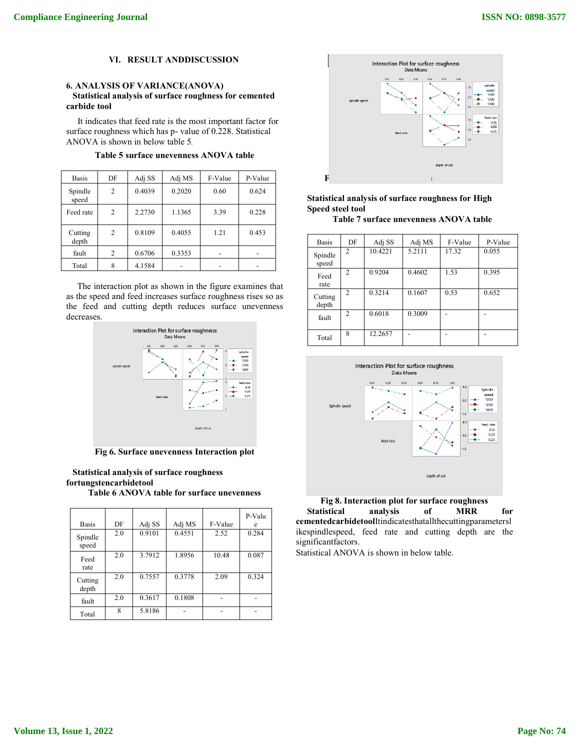## VI. RESULT ANDDISCUSSION

### 6. ANALYSIS OF VARIANCE(ANOVA)

**Statistical analysis of surface roughness for cemented carbide tool**

It indicates that feed rate is the most important factor for surface roughness which has p- value of 0.228. Statistical ANOVA is shown in below table 5.

**Table 5 surface unevenness ANOVA table**

| Basis | DF | Adj SS | Adj MS | F-Value | P-Value |
|---|---|---|---|---|---|
| Spindle speed | 2 | 0.4039 | 0.2020 | 0.60 | 0.624 |
| Feed rate | 2 | 2.2730 | 1.1365 | 3.39 | 0.228 |
| Cutting depth | 2 | 0.8109 | 0.4055 | 1.21 | 0.453 |
| fault | 2 | 0.6706 | 0.3353 | - | - |
| Total | 8 | 4.1584 | - | - | - |

The interaction plot as shown in the figure examines that as the speed and feed increases surface roughness rises so as the feed and cutting depth reduces surface unevenness decreases.

**Fig 6. Surface unevenness Interaction plot**

**Statistical analysis of surface roughness fortungstencarbidetool**

**Table 6 ANOVA table for surface unevenness**

| Basis | DF | Adj SS | Adj MS | F-Value | P-Value |
|---|---|---|---|---|---|
| Spindle speed | 2.0 | 0.9101 | 0.4551 | 2.52 | 0.284 |
| Feed rate | 2.0 | 3.7912 | 1.8956 | 10.48 | 0.087 |
| Cutting depth | 2.0 | 0.7557 | 0.3778 | 2.09 | 0.324 |
| fault | 2.0 | 0.3617 | 0.1808 | - | - |
| Total | 8 | 5.8186 | - | - | - |

F

**Statistical analysis of surface roughness for High Speed steel tool**

**Table 7 surface unevenness ANOVA table**

| Basis | DF | Adj SS | Adj MS | F-Value | P-Value |
|---|---|---|---|---|---|
| Spindle speed | 2 | 10.4221 | 5.2111 | 17.32 | 0.055 |
| Feed rate | 2 | 0.9204 | 0.4602 | 1.53 | 0.395 |
| Cutting depth | 2 | 0.3214 | 0.1607 | 0.53 | 0.652 |
| fault | 2 | 0.6018 | 0.3009 | - | - |
| Total | 8 | 12.2657 | - | - | - |

**Fig 8. Interaction plot for surface roughness**

**Statistical analysis of MRR for cementedcarbidetool**ItindicatesthatallthecuttingparameterslikespindIespeed, feed rate and cutting depth are the significantfactors.

Statistical ANOVA is shown in below table.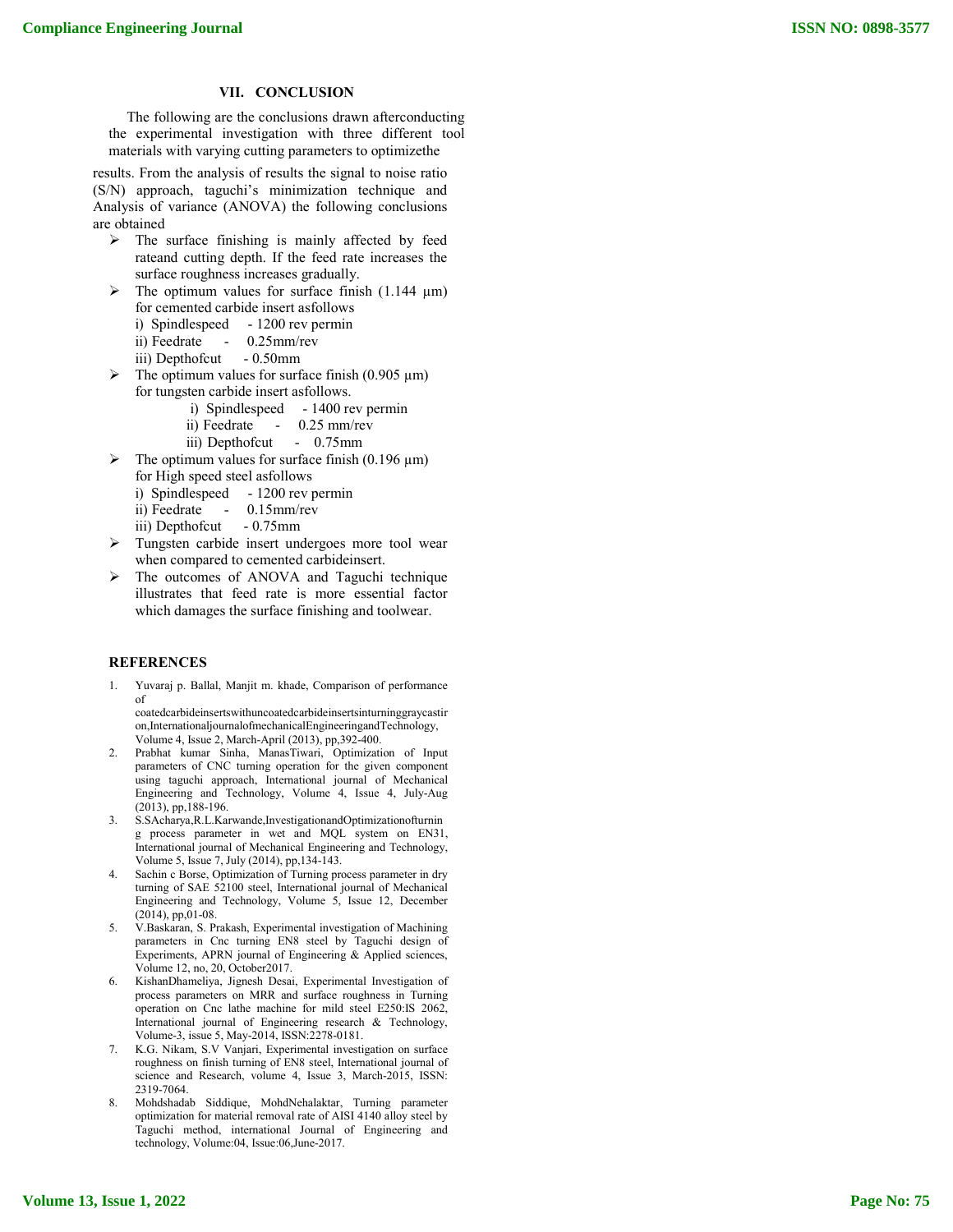## VII. CONCLUSION

The following are the conclusions drawn afterconducting the experimental investigation with three different tool materials with varying cutting parameters to optimizethe results. From the analysis of results the signal to noise ratio (S/N) approach, taguchi's minimization technique and Analysis of variance (ANOVA) the following conclusions are obtained

- The surface finishing is mainly affected by feed rateand cutting depth. If the feed rate increases the surface roughness increases gradually.
- The optimum values for surface finish (1.144 µm) for cemented carbide insert asfollows
  i) Spindlespeed - 1200 rev permin
  ii) Feedrate - 0.25mm/rev
  iii) Depthofcut - 0.50mm
- The optimum values for surface finish (0.905 µm) for tungsten carbide insert asfollows.
  i) Spindlespeed - 1400 rev permin
  ii) Feedrate - 0.25 mm/rev
  iii) Depthofcut - 0.75mm
- The optimum values for surface finish (0.196 µm) for High speed steel asfollows
  i) Spindlespeed - 1200 rev permin
  ii) Feedrate - 0.15mm/rev
  iii) Depthofcut - 0.75mm
- Tungsten carbide insert undergoes more tool wear when compared to cemented carbideinsert.
- The outcomes of ANOVA and Taguchi technique illustrates that feed rate is more essential factor which damages the surface finishing and toolwear.

## REFERENCES

1. Yuvaraj p. Ballal, Manjit m. khade, Comparison of performance of coatedcarbideinsertswithuncoatedcarbideinsertsinturninggraycastiron,InternationaljournalofmechanicalEngineeringandTechnology, Volume 4, Issue 2, March-April (2013), pp,392-400.
2. Prabhat kumar Sinha, ManasTiwari, Optimization of Input parameters of CNC turning operation for the given component using taguchi approach, International journal of Mechanical Engineering and Technology, Volume 4, Issue 4, July-Aug (2013), pp,188-196.
3. S.SAcharya,R.L.Karwande,InvestigationandOptimizationofturning process parameter in wet and MQL system on EN31, International journal of Mechanical Engineering and Technology, Volume 5, Issue 7, July (2014), pp,134-143.
4. Sachin c Borse, Optimization of Turning process parameter in dry turning of SAE 52100 steel, International journal of Mechanical Engineering and Technology, Volume 5, Issue 12, December (2014), pp,01-08.
5. V.Baskaran, S. Prakash, Experimental investigation of Machining parameters in Cnc turning EN8 steel by Taguchi design of Experiments, APRN journal of Engineering & Applied sciences, Volume 12, no, 20, October2017.
6. KishanDhameliya, Jignesh Desai, Experimental Investigation of process parameters on MRR and surface roughness in Turning operation on Cnc lathe machine for mild steel E250:IS 2062, International journal of Engineering research & Technology, Volume-3, issue 5, May-2014, ISSN:2278-0181.
7. K.G. Nikam, S.V Vanjari, Experimental investigation on surface roughness on finish turning of EN8 steel, International journal of science and Research, volume 4, Issue 3, March-2015, ISSN: 2319-7064.
8. Mohdshadab Siddique, MohdNehalaktar, Turning parameter optimization for material removal rate of AISI 4140 alloy steel by Taguchi method, international Journal of Engineering and technology, Volume:04, Issue:06,June-2017.